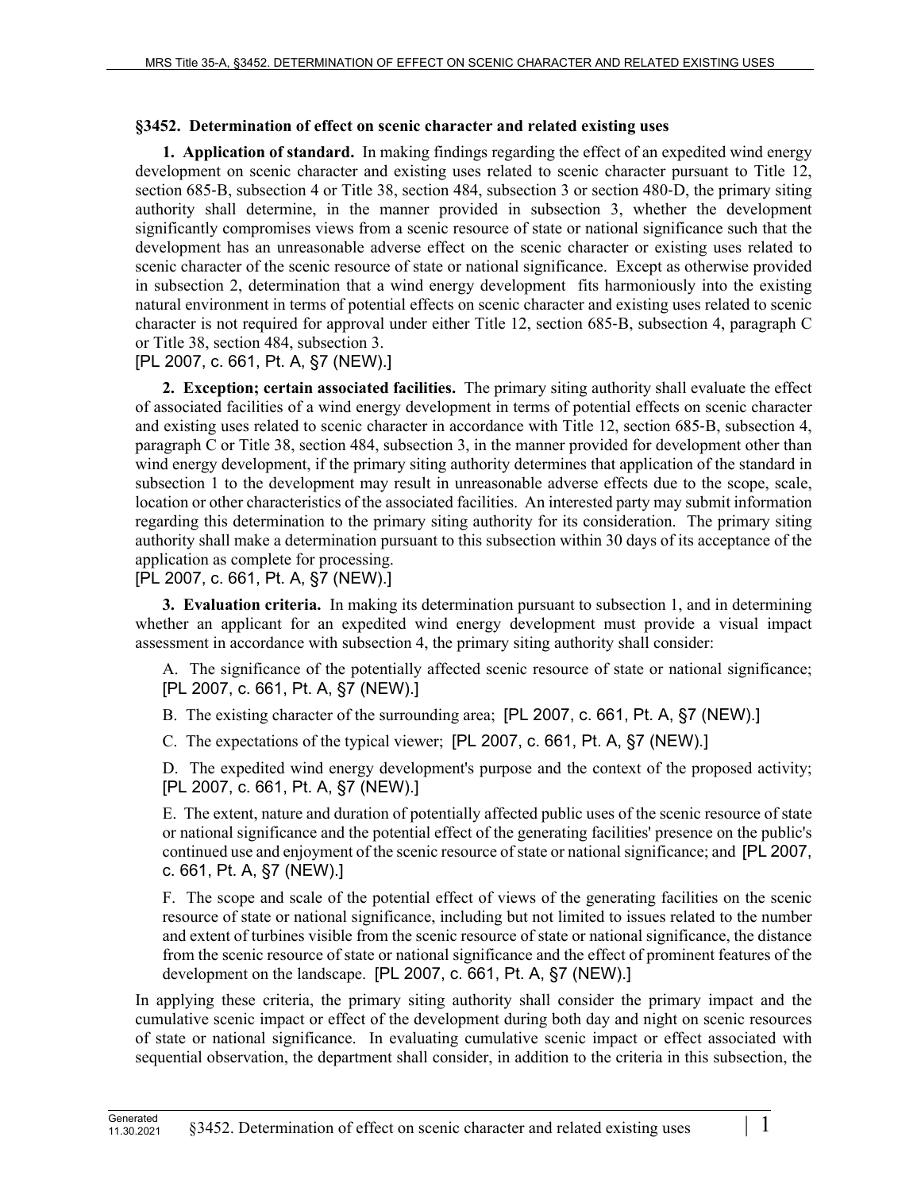**§3452. Determination of effect on scenic character and related existing uses**

**1. Application of standard.** In making findings regarding the effect of an expedited wind energy development on scenic character and existing uses related to scenic character pursuant to Title 12, section 685-B, subsection 4 or Title 38, section 484, subsection 3 or section 480-D, the primary siting authority shall determine, in the manner provided in subsection 3, whether the development significantly compromises views from a scenic resource of state or national significance such that the development has an unreasonable adverse effect on the scenic character or existing uses related to scenic character of the scenic resource of state or national significance. Except as otherwise provided in subsection 2, determination that a wind energy development fits harmoniously into the existing natural environment in terms of potential effects on scenic character and existing uses related to scenic character is not required for approval under either Title 12, section 685-B, subsection 4, paragraph C or Title 38, section 484, subsection 3.

[PL 2007, c. 661, Pt. A, §7 (NEW).]

**2. Exception; certain associated facilities.** The primary siting authority shall evaluate the effect of associated facilities of a wind energy development in terms of potential effects on scenic character and existing uses related to scenic character in accordance with Title 12, section 685-B, subsection 4, paragraph C or Title 38, section 484, subsection 3, in the manner provided for development other than wind energy development, if the primary siting authority determines that application of the standard in subsection 1 to the development may result in unreasonable adverse effects due to the scope, scale, location or other characteristics of the associated facilities. An interested party may submit information regarding this determination to the primary siting authority for its consideration. The primary siting authority shall make a determination pursuant to this subsection within 30 days of its acceptance of the application as complete for processing.

[PL 2007, c. 661, Pt. A, §7 (NEW).]

**3. Evaluation criteria.** In making its determination pursuant to subsection 1, and in determining whether an applicant for an expedited wind energy development must provide a visual impact assessment in accordance with subsection 4, the primary siting authority shall consider:

A. The significance of the potentially affected scenic resource of state or national significance; [PL 2007, c. 661, Pt. A, §7 (NEW).]

B. The existing character of the surrounding area; [PL 2007, c. 661, Pt. A, §7 (NEW).]

C. The expectations of the typical viewer; [PL 2007, c. 661, Pt. A, §7 (NEW).]

D. The expedited wind energy development's purpose and the context of the proposed activity; [PL 2007, c. 661, Pt. A, §7 (NEW).]

E. The extent, nature and duration of potentially affected public uses of the scenic resource of state or national significance and the potential effect of the generating facilities' presence on the public's continued use and enjoyment of the scenic resource of state or national significance; and [PL 2007, c. 661, Pt. A, §7 (NEW).]

F. The scope and scale of the potential effect of views of the generating facilities on the scenic resource of state or national significance, including but not limited to issues related to the number and extent of turbines visible from the scenic resource of state or national significance, the distance from the scenic resource of state or national significance and the effect of prominent features of the development on the landscape. [PL 2007, c. 661, Pt. A, §7 (NEW).]

In applying these criteria, the primary siting authority shall consider the primary impact and the cumulative scenic impact or effect of the development during both day and night on scenic resources of state or national significance. In evaluating cumulative scenic impact or effect associated with sequential observation, the department shall consider, in addition to the criteria in this subsection, the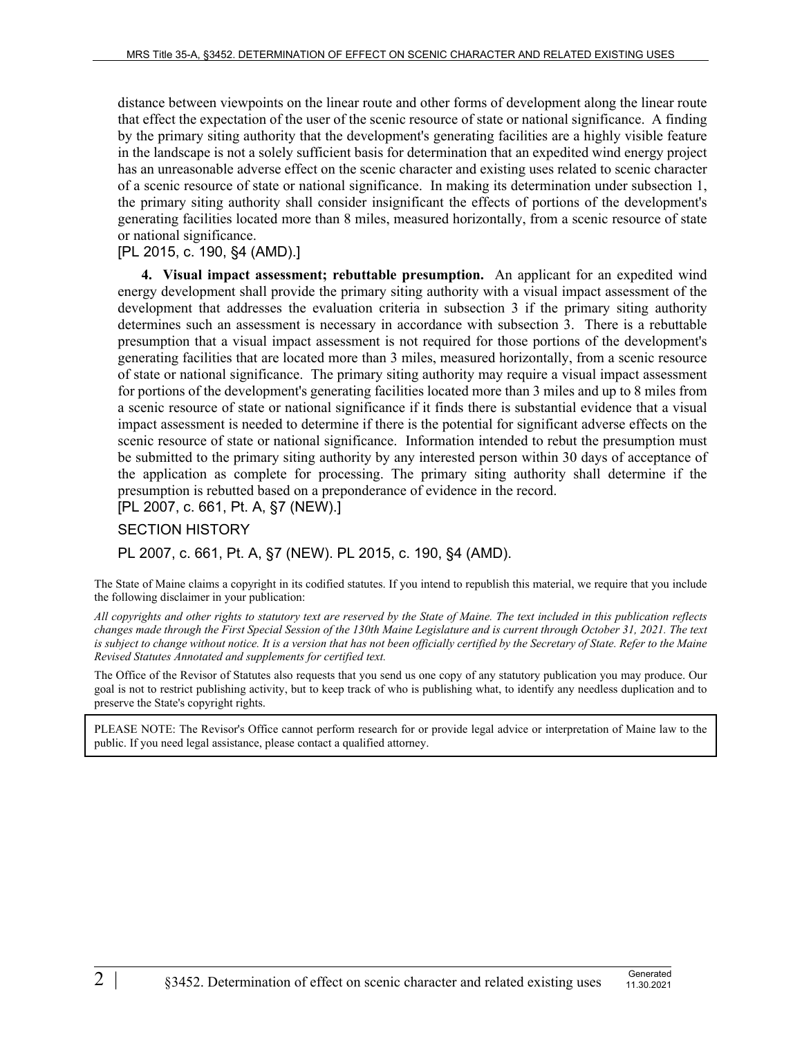distance between viewpoints on the linear route and other forms of development along the linear route that effect the expectation of the user of the scenic resource of state or national significance. A finding by the primary siting authority that the development's generating facilities are a highly visible feature in the landscape is not a solely sufficient basis for determination that an expedited wind energy project has an unreasonable adverse effect on the scenic character and existing uses related to scenic character of a scenic resource of state or national significance. In making its determination under subsection 1, the primary siting authority shall consider insignificant the effects of portions of the development's generating facilities located more than 8 miles, measured horizontally, from a scenic resource of state or national significance.

[PL 2015, c. 190, §4 (AMD).]

**4. Visual impact assessment; rebuttable presumption.** An applicant for an expedited wind energy development shall provide the primary siting authority with a visual impact assessment of the development that addresses the evaluation criteria in subsection 3 if the primary siting authority determines such an assessment is necessary in accordance with subsection 3. There is a rebuttable presumption that a visual impact assessment is not required for those portions of the development's generating facilities that are located more than 3 miles, measured horizontally, from a scenic resource of state or national significance. The primary siting authority may require a visual impact assessment for portions of the development's generating facilities located more than 3 miles and up to 8 miles from a scenic resource of state or national significance if it finds there is substantial evidence that a visual impact assessment is needed to determine if there is the potential for significant adverse effects on the scenic resource of state or national significance. Information intended to rebut the presumption must be submitted to the primary siting authority by any interested person within 30 days of acceptance of the application as complete for processing. The primary siting authority shall determine if the presumption is rebutted based on a preponderance of evidence in the record.

[PL 2007, c. 661, Pt. A, §7 (NEW).]

SECTION HISTORY

PL 2007, c. 661, Pt. A, §7 (NEW). PL 2015, c. 190, §4 (AMD).

The State of Maine claims a copyright in its codified statutes. If you intend to republish this material, we require that you include the following disclaimer in your publication:

*All copyrights and other rights to statutory text are reserved by the State of Maine. The text included in this publication reflects changes made through the First Special Session of the 130th Maine Legislature and is current through October 31, 2021. The text is subject to change without notice. It is a version that has not been officially certified by the Secretary of State. Refer to the Maine Revised Statutes Annotated and supplements for certified text.*

The Office of the Revisor of Statutes also requests that you send us one copy of any statutory publication you may produce. Our goal is not to restrict publishing activity, but to keep track of who is publishing what, to identify any needless duplication and to preserve the State's copyright rights.

PLEASE NOTE: The Revisor's Office cannot perform research for or provide legal advice or interpretation of Maine law to the public. If you need legal assistance, please contact a qualified attorney.